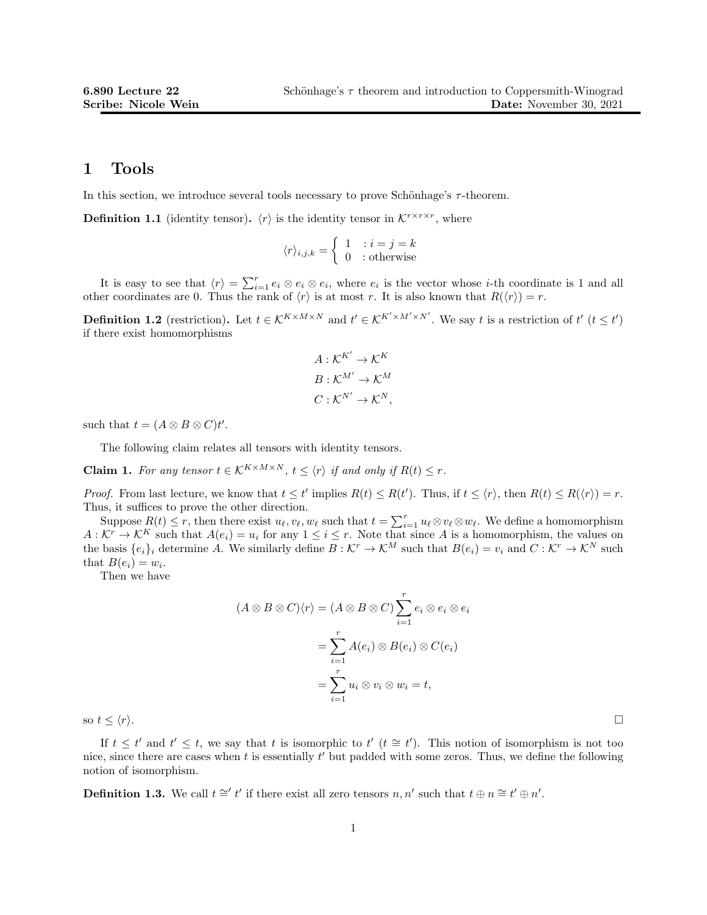**6.890 Lecture 22** Schönhage's $\tau$ theorem and introduction to Coppersmith-Winograd
**Scribe: Nicole Wein** **Date:** November 30, 2021

# 1 Tools

In this section, we introduce several tools necessary to prove Schönhage's $\tau$-theorem.

**Definition 1.1** (identity tensor)**.** $\langle r \rangle$ is the identity tensor in $\mathcal{K}^{r \times r \times r}$, where

$$\langle r \rangle_{i,j,k} = \begin{cases} 1 & : i = j = k \\ 0 & : \text{otherwise} \end{cases}$$

It is easy to see that $\langle r \rangle = \sum_{i=1}^{r} e_i \otimes e_i \otimes e_i$, where $e_i$ is the vector whose $i$-th coordinate is 1 and all other coordinates are 0. Thus the rank of $\langle r \rangle$ is at most $r$. It is also known that $R(\langle r \rangle) = r$.

**Definition 1.2** (restriction)**.** Let $t \in \mathcal{K}^{K \times M \times N}$ and $t' \in \mathcal{K}^{K' \times M' \times N'}$. We say $t$ is a restriction of $t'$ ($t \leq t'$) if there exist homomorphisms

$$A : \mathcal{K}^{K'} \to \mathcal{K}^{K}$$
$$B : \mathcal{K}^{M'} \to \mathcal{K}^{M}$$
$$C : \mathcal{K}^{N'} \to \mathcal{K}^{N},$$

such that $t = (A \otimes B \otimes C)t'$.

The following claim relates all tensors with identity tensors.

**Claim 1.** *For any tensor $t \in \mathcal{K}^{K \times M \times N}$, $t \leq \langle r \rangle$ if and only if $R(t) \leq r$.*

*Proof.* From last lecture, we know that $t \leq t'$ implies $R(t) \leq R(t')$. Thus, if $t \leq \langle r \rangle$, then $R(t) \leq R(\langle r \rangle) = r$. Thus, it suffices to prove the other direction.

Suppose $R(t) \leq r$, then there exist $u_\ell, v_\ell, w_\ell$ such that $t = \sum_{i=1}^{r} u_\ell \otimes v_\ell \otimes w_\ell$. We define a homomorphism $A : \mathcal{K}^r \to \mathcal{K}^K$ such that $A(e_i) = u_i$ for any $1 \leq i \leq r$. Note that since $A$ is a homomorphism, the values on the basis $\{e_i\}_i$ determine $A$. We similarly define $B : \mathcal{K}^r \to \mathcal{K}^M$ such that $B(e_i) = v_i$ and $C : \mathcal{K}^r \to \mathcal{K}^N$ such that $B(e_i) = w_i$.

Then we have

$$\begin{aligned}
(A \otimes B \otimes C)\langle r \rangle &= (A \otimes B \otimes C) \sum_{i=1}^{r} e_i \otimes e_i \otimes e_i \\
&= \sum_{i=1}^{r} A(e_i) \otimes B(e_i) \otimes C(e_i) \\
&= \sum_{i=1}^{r} u_i \otimes v_i \otimes w_i = t,
\end{aligned}$$

so $t \leq \langle r \rangle$. □

If $t \leq t'$ and $t' \leq t$, we say that $t$ is isomorphic to $t'$ ($t \cong t'$). This notion of isomorphism is not too nice, since there are cases when $t$ is essentially $t'$ but padded with some zeros. Thus, we define the following notion of isomorphism.

**Definition 1.3.** We call $t \cong' t'$ if there exist all zero tensors $n, n'$ such that $t \oplus n \cong t' \oplus n'$.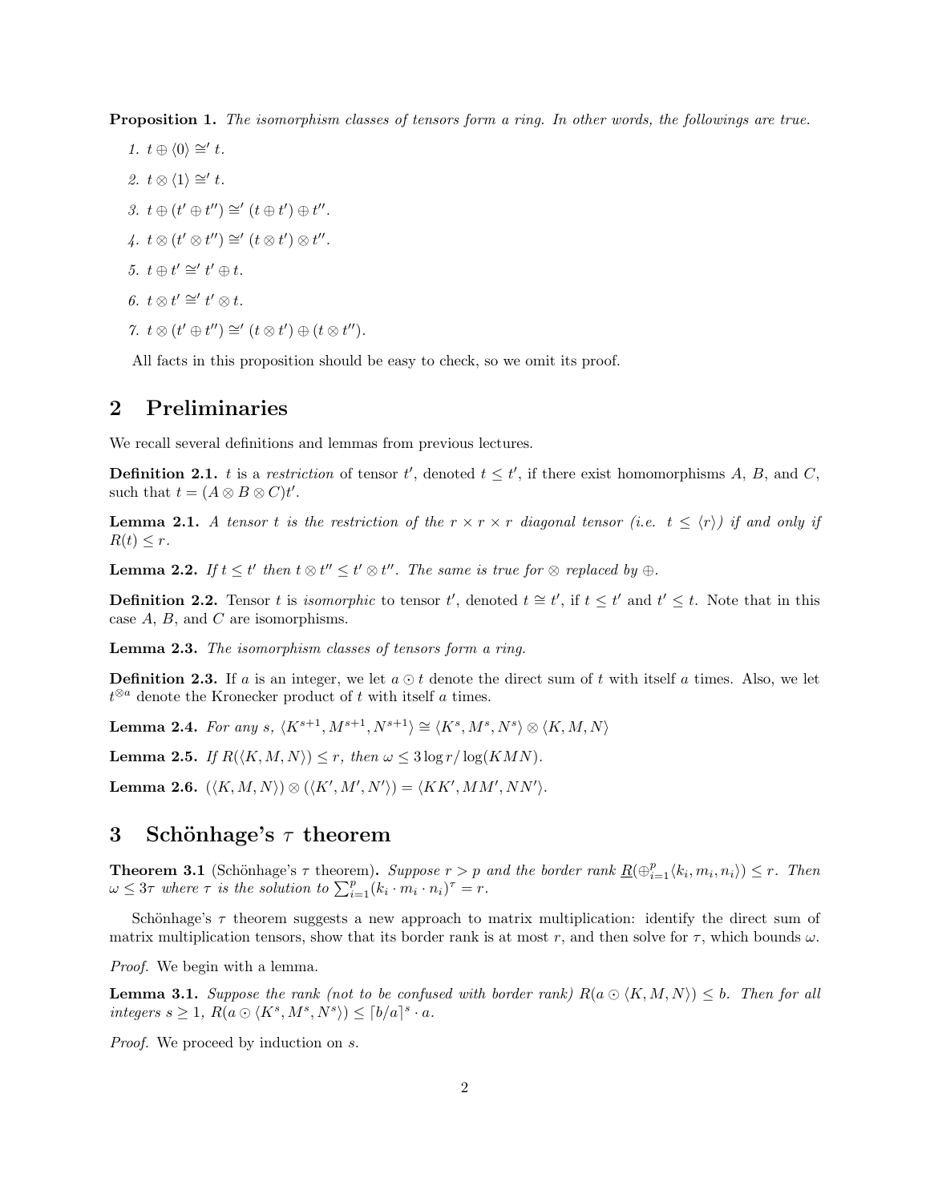**Proposition 1.** *The isomorphism classes of tensors form a ring. In other words, the followings are true.*

1. $t \oplus \langle 0 \rangle \cong' t$.
2. $t \otimes \langle 1 \rangle \cong' t$.
3. $t \oplus (t' \oplus t'') \cong' (t \oplus t') \oplus t''$.
4. $t \otimes (t' \otimes t'') \cong' (t \otimes t') \otimes t''$.
5. $t \oplus t' \cong' t' \oplus t$.
6. $t \otimes t' \cong' t' \otimes t$.
7. $t \otimes (t' \oplus t'') \cong' (t \otimes t') \oplus (t \otimes t'')$.

All facts in this proposition should be easy to check, so we omit its proof.

## 2 Preliminaries

We recall several definitions and lemmas from previous lectures.

**Definition 2.1.** $t$ is a *restriction* of tensor $t'$, denoted $t \leq t'$, if there exist homomorphisms $A$, $B$, and $C$, such that $t = (A \otimes B \otimes C)t'$.

**Lemma 2.1.** *A tensor $t$ is the restriction of the $r \times r \times r$ diagonal tensor (i.e. $t \leq \langle r \rangle$) if and only if $R(t) \leq r$.*

**Lemma 2.2.** *If $t \leq t'$ then $t \otimes t'' \leq t' \otimes t''$. The same is true for $\otimes$ replaced by $\oplus$.*

**Definition 2.2.** Tensor $t$ is *isomorphic* to tensor $t'$, denoted $t \cong t'$, if $t \leq t'$ and $t' \leq t$. Note that in this case $A$, $B$, and $C$ are isomorphisms.

**Lemma 2.3.** *The isomorphism classes of tensors form a ring.*

**Definition 2.3.** If $a$ is an integer, we let $a \odot t$ denote the direct sum of $t$ with itself $a$ times. Also, we let $t^{\otimes a}$ denote the Kronecker product of $t$ with itself $a$ times.

**Lemma 2.4.** *For any $s$, $\langle K^{s+1}, M^{s+1}, N^{s+1} \rangle \cong \langle K^s, M^s, N^s \rangle \otimes \langle K, M, N \rangle$*

**Lemma 2.5.** *If $R(\langle K, M, N \rangle) \leq r$, then $\omega \leq 3 \log r / \log(KMN)$.*

**Lemma 2.6.** *$(\langle K, M, N \rangle) \otimes (\langle K', M', N' \rangle) = \langle KK', MM', NN' \rangle$.*

## 3 Schönhage's $\tau$ theorem

**Theorem 3.1** (Schönhage's $\tau$ theorem)**.** *Suppose $r > p$ and the border rank $\underline{R}(\oplus_{i=1}^{p} \langle k_i, m_i, n_i \rangle) \leq r$. Then $\omega \leq 3\tau$ where $\tau$ is the solution to $\sum_{i=1}^{p} (k_i \cdot m_i \cdot n_i)^\tau = r$.*

Schönhage's $\tau$ theorem suggests a new approach to matrix multiplication: identify the direct sum of matrix multiplication tensors, show that its border rank is at most $r$, and then solve for $\tau$, which bounds $\omega$.

*Proof.* We begin with a lemma.

**Lemma 3.1.** *Suppose the rank (not to be confused with border rank) $R(a \odot \langle K, M, N \rangle) \leq b$. Then for all integers $s \geq 1$, $R(a \odot \langle K^s, M^s, N^s \rangle) \leq \lceil b/a \rceil^s \cdot a$.*

*Proof.* We proceed by induction on $s$.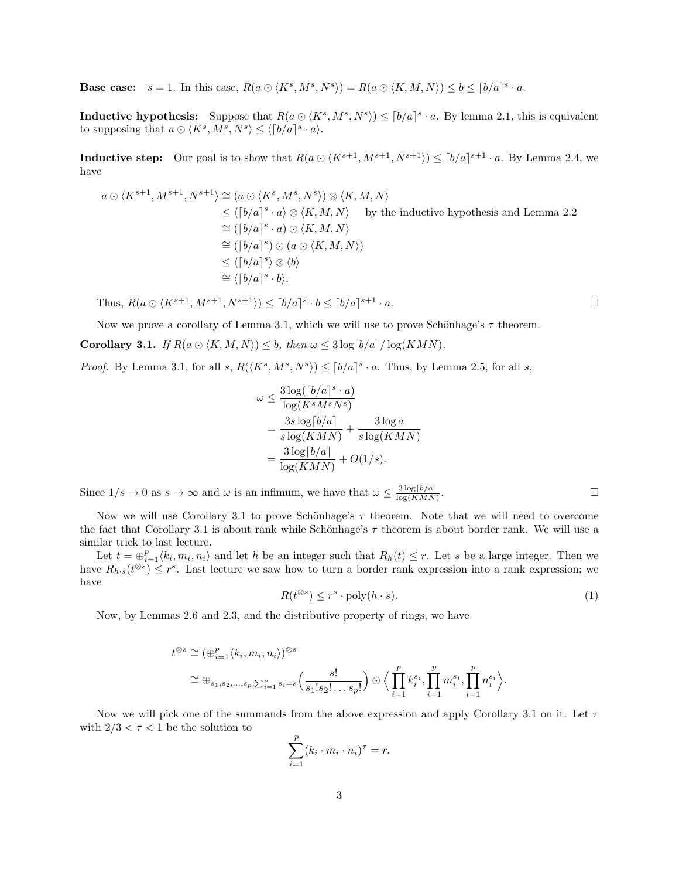**Base case:** $s = 1$. In this case, $R(a \odot \langle K^s, M^s, N^s \rangle) = R(a \odot \langle K, M, N \rangle) \leq b \leq \lceil b/a \rceil^s \cdot a$.

**Inductive hypothesis:** Suppose that $R(a \odot \langle K^s, M^s, N^s \rangle) \leq \lceil b/a \rceil^s \cdot a$. By lemma 2.1, this is equivalent to supposing that $a \odot \langle K^s, M^s, N^s \rangle \leq \langle \lceil b/a \rceil^s \cdot a \rangle$.

**Inductive step:** Our goal is to show that $R(a \odot \langle K^{s+1}, M^{s+1}, N^{s+1} \rangle) \leq \lceil b/a \rceil^{s+1} \cdot a$. By Lemma 2.4, we have

$$
\begin{aligned}
a \odot \langle K^{s+1}, M^{s+1}, N^{s+1} \rangle &\cong (a \odot \langle K^s, M^s, N^s \rangle) \otimes \langle K, M, N \rangle \\
&\leq \langle \lceil b/a \rceil^s \cdot a \rangle \otimes \langle K, M, N \rangle \quad \text{by the inductive hypothesis and Lemma 2.2} \\
&\cong (\lceil b/a \rceil^s \cdot a) \odot \langle K, M, N \rangle \\
&\cong (\lceil b/a \rceil^s) \odot (a \odot \langle K, M, N \rangle) \\
&\leq \langle \lceil b/a \rceil^s \rangle \otimes \langle b \rangle \\
&\cong \langle \lceil b/a \rceil^s \cdot b \rangle.
\end{aligned}
$$

Thus, $R(a \odot \langle K^{s+1}, M^{s+1}, N^{s+1} \rangle) \leq \lceil b/a \rceil^s \cdot b \leq \lceil b/a \rceil^{s+1} \cdot a$. □

Now we prove a corollary of Lemma 3.1, which we will use to prove Schönhage's $\tau$ theorem.

**Corollary 3.1.** *If $R(a \odot \langle K, M, N \rangle) \leq b$, then $\omega \leq 3 \log \lceil b/a \rceil / \log(KMN)$.*

*Proof.* By Lemma 3.1, for all $s$, $R(\langle K^s, M^s, N^s \rangle) \leq \lceil b/a \rceil^s \cdot a$. Thus, by Lemma 2.5, for all $s$,

$$
\begin{aligned}
\omega &\leq \frac{3 \log(\lceil b/a \rceil^s \cdot a)}{\log(K^s M^s N^s)} \\
&= \frac{3s \log \lceil b/a \rceil}{s \log(KMN)} + \frac{3 \log a}{s \log(KMN)} \\
&= \frac{3 \log \lceil b/a \rceil}{\log(KMN)} + O(1/s).
\end{aligned}
$$

Since $1/s \to 0$ as $s \to \infty$ and $\omega$ is an infimum, we have that $\omega \leq \frac{3 \log \lceil b/a \rceil}{\log(KMN)}$. □

Now we will use Corollary 3.1 to prove Schönhage's $\tau$ theorem. Note that we will need to overcome the fact that Corollary 3.1 is about rank while Schönhage's $\tau$ theorem is about border rank. We will use a similar trick to last lecture.

Let $t = \oplus_{i=1}^{p} \langle k_i, m_i, n_i \rangle$ and let $h$ be an integer such that $R_h(t) \leq r$. Let $s$ be a large integer. Then we have $R_{h \cdot s}(t^{\otimes s}) \leq r^s$. Last lecture we saw how to turn a border rank expression into a rank expression; we have

$$
R(t^{\otimes s}) \leq r^s \cdot \text{poly}(h \cdot s). \tag{1}
$$

Now, by Lemmas 2.6 and 2.3, and the distributive property of rings, we have

$$
\begin{aligned}
t^{\otimes s} &\cong (\oplus_{i=1}^{p} \langle k_i, m_i, n_i \rangle)^{\otimes s} \\
&\cong \oplus_{s_1, s_2, \ldots, s_p : \sum_{i=1}^{p} s_i = s} \Big( \frac{s!}{s_1! s_2! \ldots s_p!} \Big) \odot \Big\langle \prod_{i=1}^{p} k_i^{s_i}, \prod_{i=1}^{p} m_i^{s_i}, \prod_{i=1}^{p} n_i^{s_i} \Big\rangle.
\end{aligned}
$$

Now we will pick one of the summands from the above expression and apply Corollary 3.1 on it. Let $\tau$ with $2/3 < \tau < 1$ be the solution to

$$
\sum_{i=1}^{p} (k_i \cdot m_i \cdot n_i)^{\tau} = r.
$$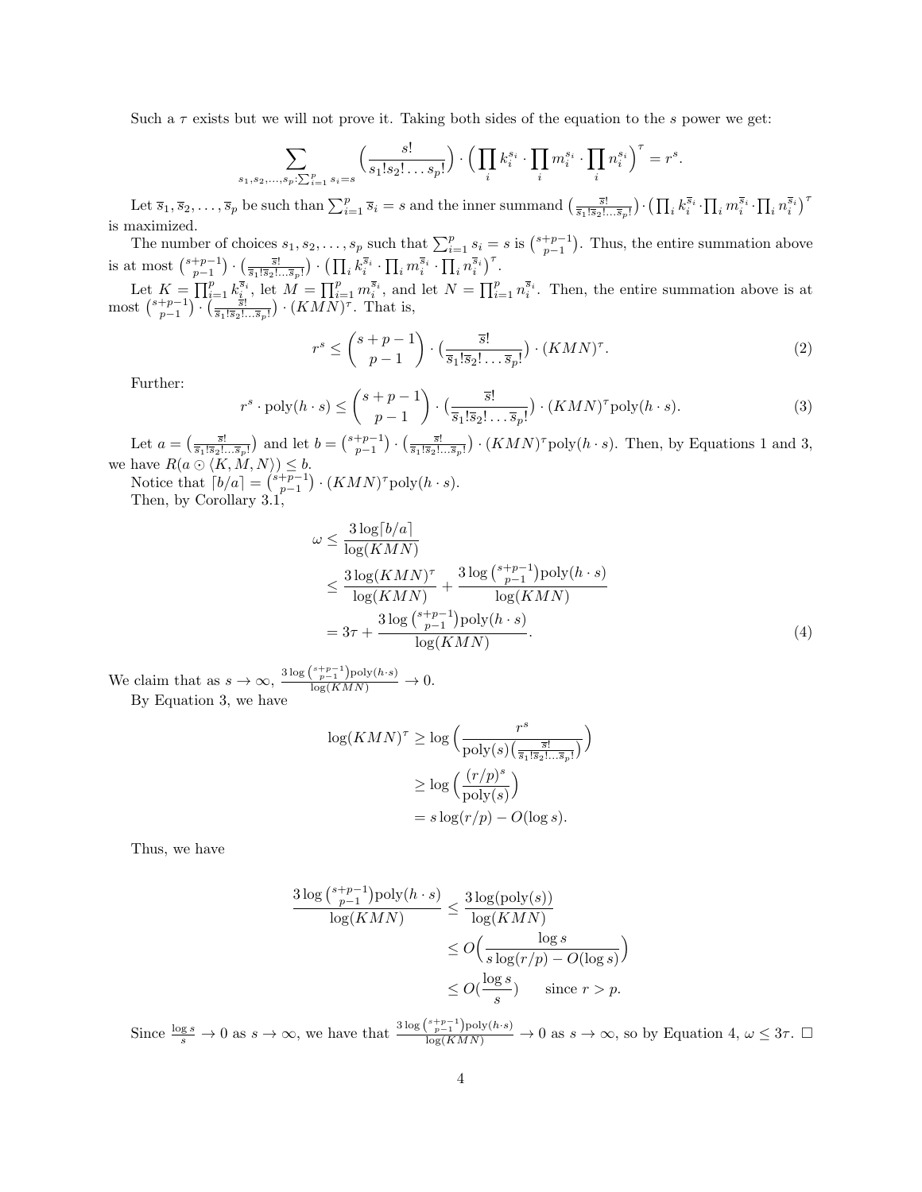Such a $\tau$ exists but we will not prove it. Taking both sides of the equation to the $s$ power we get:

$$\sum_{s_1,s_2,\ldots,s_p:\sum_{i=1}^p s_i = s} \Big(\frac{s!}{s_1!s_2!\ldots s_p!}\Big) \cdot \Big(\prod_i k_i^{s_i} \cdot \prod_i m_i^{s_i} \cdot \prod_i n_i^{s_i}\Big)^\tau = r^s.$$

Let $\overline{s}_1, \overline{s}_2, \ldots, \overline{s}_p$ be such than $\sum_{i=1}^p \overline{s}_i = s$ and the inner summand $\big(\frac{\overline{s}!}{\overline{s}_1!\overline{s}_2!\ldots\overline{s}_p!}\big) \cdot \big(\prod_i k_i^{\overline{s}_i} \cdot \prod_i m_i^{\overline{s}_i} \cdot \prod_i n_i^{\overline{s}_i}\big)^\tau$ is maximized.

The number of choices $s_1, s_2, \ldots, s_p$ such that $\sum_{i=1}^p s_i = s$ is $\binom{s+p-1}{p-1}$. Thus, the entire summation above is at most $\binom{s+p-1}{p-1} \cdot \big(\frac{\overline{s}!}{\overline{s}_1!\overline{s}_2!\ldots\overline{s}_p!}\big) \cdot \big(\prod_i k_i^{\overline{s}_i} \cdot \prod_i m_i^{\overline{s}_i} \cdot \prod_i n_i^{\overline{s}_i}\big)^\tau$.

Let $K = \prod_{i=1}^p k_i^{\overline{s}_i}$, let $M = \prod_{i=1}^p m_i^{\overline{s}_i}$, and let $N = \prod_{i=1}^p n_i^{\overline{s}_i}$. Then, the entire summation above is at most $\binom{s+p-1}{p-1} \cdot \big(\frac{\overline{s}!}{\overline{s}_1!\overline{s}_2!\ldots\overline{s}_p!}\big) \cdot (KMN)^\tau$. That is,

$$r^s \leq \binom{s+p-1}{p-1} \cdot \big(\frac{\overline{s}!}{\overline{s}_1!\overline{s}_2!\ldots\overline{s}_p!}\big) \cdot (KMN)^\tau. \tag{2}$$

Further:

$$r^s \cdot \text{poly}(h \cdot s) \leq \binom{s+p-1}{p-1} \cdot \big(\frac{\overline{s}!}{\overline{s}_1!\overline{s}_2!\ldots\overline{s}_p!}\big) \cdot (KMN)^\tau \text{poly}(h \cdot s). \tag{3}$$

Let $a = \big(\frac{\overline{s}!}{\overline{s}_1!\overline{s}_2!\ldots\overline{s}_p!}\big)$ and let $b = \binom{s+p-1}{p-1} \cdot \big(\frac{\overline{s}!}{\overline{s}_1!\overline{s}_2!\ldots\overline{s}_p!}\big) \cdot (KMN)^\tau \text{poly}(h \cdot s)$. Then, by Equations 1 and 3, we have $R(a \odot \langle K, M, N\rangle) \leq b$.

Notice that $\lceil b/a \rceil = \binom{s+p-1}{p-1} \cdot (KMN)^\tau \text{poly}(h \cdot s)$.

Then, by Corollary 3.1,

$$\begin{aligned}
\omega &\leq \frac{3 \log \lceil b/a \rceil}{\log(KMN)} \\
&\leq \frac{3 \log (KMN)^\tau}{\log(KMN)} + \frac{3 \log \binom{s+p-1}{p-1} \text{poly}(h \cdot s)}{\log(KMN)} \\
&= 3\tau + \frac{3 \log \binom{s+p-1}{p-1} \text{poly}(h \cdot s)}{\log(KMN)}.
\end{aligned} \tag{4}$$

We claim that as $s \to \infty$, $\frac{3 \log \binom{s+p-1}{p-1} \text{poly}(h \cdot s)}{\log(KMN)} \to 0$.

By Equation 3, we have

$$\begin{aligned}
\log(KMN)^\tau &\geq \log \Big(\frac{r^s}{\text{poly}(s) \big(\frac{\overline{s}!}{\overline{s}_1!\overline{s}_2!\ldots\overline{s}_p!}\big)}\Big) \\
&\geq \log \Big(\frac{(r/p)^s}{\text{poly}(s)}\Big) \\
&= s \log(r/p) - O(\log s).
\end{aligned}$$

Thus, we have

$$\begin{aligned}
\frac{3 \log \binom{s+p-1}{p-1} \text{poly}(h \cdot s)}{\log(KMN)} &\leq \frac{3 \log(\text{poly}(s))}{\log(KMN)} \\
&\leq O\Big(\frac{\log s}{s \log(r/p) - O(\log s)}\Big) \\
&\leq O(\frac{\log s}{s}) \qquad \text{since } r > p.
\end{aligned}$$

Since $\frac{\log s}{s} \to 0$ as $s \to \infty$, we have that $\frac{3 \log \binom{s+p-1}{p-1} \text{poly}(h \cdot s)}{\log(KMN)} \to 0$ as $s \to \infty$, so by Equation 4, $\omega \leq 3\tau$. $\square$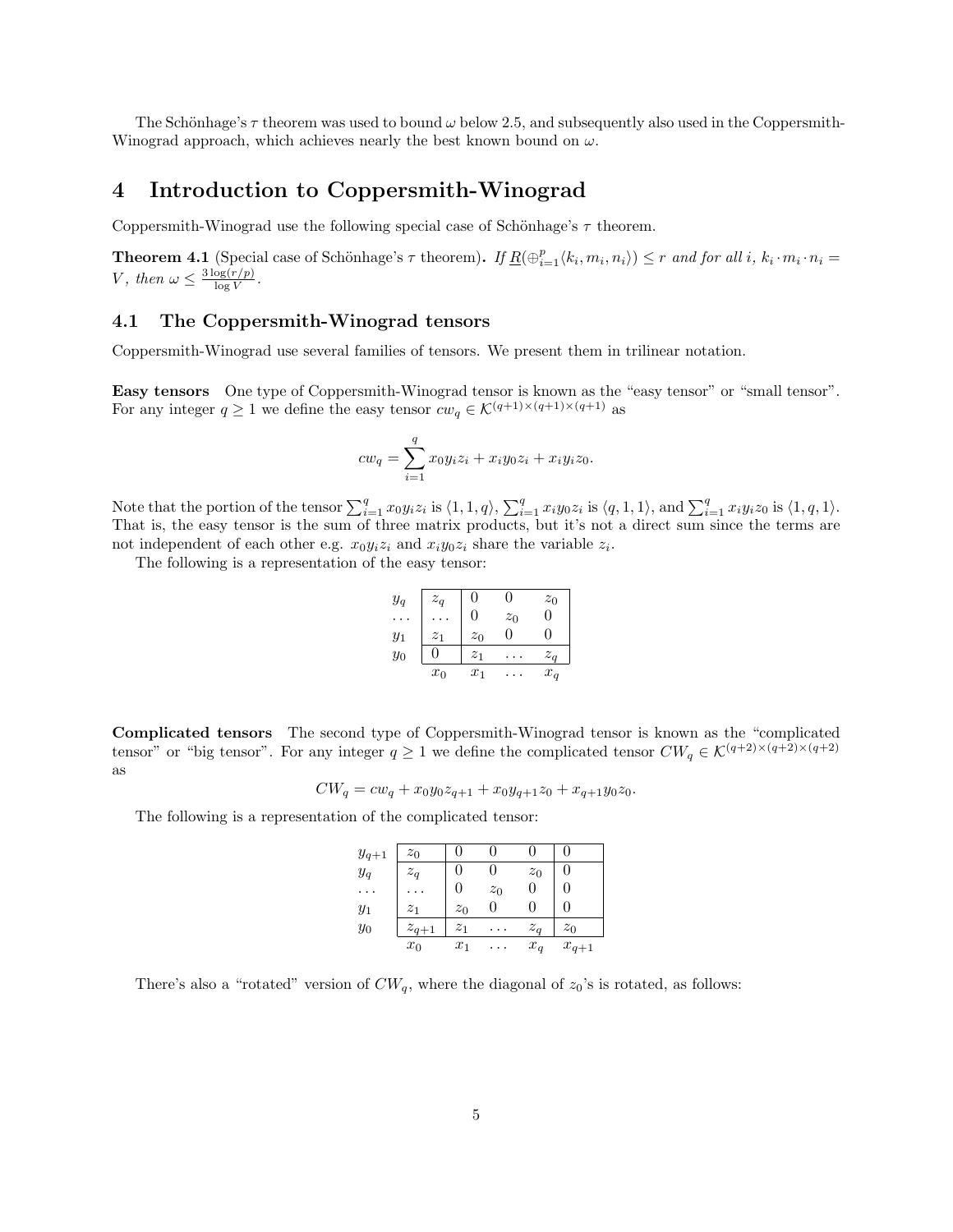The Schönhage's $\tau$ theorem was used to bound $\omega$ below 2.5, and subsequently also used in the Coppersmith-Winograd approach, which achieves nearly the best known bound on $\omega$.

# 4 Introduction to Coppersmith-Winograd

Coppersmith-Winograd use the following special case of Schönhage's $\tau$ theorem.

**Theorem 4.1** (Special case of Schönhage's $\tau$ theorem)**.** *If $\underline{R}(\oplus_{i=1}^{p}\langle k_i, m_i, n_i\rangle) \leq r$ and for all $i$, $k_i \cdot m_i \cdot n_i = V$, then $\omega \leq \frac{3\log(r/p)}{\log V}$.*

## 4.1 The Coppersmith-Winograd tensors

Coppersmith-Winograd use several families of tensors. We present them in trilinear notation.

**Easy tensors** One type of Coppersmith-Winograd tensor is known as the "easy tensor" or "small tensor". For any integer $q \geq 1$ we define the easy tensor $cw_q \in \mathcal{K}^{(q+1)\times(q+1)\times(q+1)}$ as

$$cw_q = \sum_{i=1}^{q} x_0 y_i z_i + x_i y_0 z_i + x_i y_i z_0.$$

Note that the portion of the tensor $\sum_{i=1}^{q} x_0 y_i z_i$ is $\langle 1, 1, q\rangle$, $\sum_{i=1}^{q} x_i y_0 z_i$ is $\langle q, 1, 1\rangle$, and $\sum_{i=1}^{q} x_i y_i z_0$ is $\langle 1, q, 1\rangle$. That is, the easy tensor is the sum of three matrix products, but it's not a direct sum since the terms are not independent of each other e.g. $x_0 y_i z_i$ and $x_i y_0 z_i$ share the variable $z_i$.

The following is a representation of the easy tensor:

| | | | | |
|---|---|---|---|---|
| $y_q$ | $z_q$ | $0$ | $0$ | $z_0$ |
| $\dots$ | $\dots$ | $0$ | $z_0$ | $0$ |
| $y_1$ | $z_1$ | $z_0$ | $0$ | $0$ |
| $y_0$ | $0$ | $z_1$ | $\dots$ | $z_q$ |
| | $x_0$ | $x_1$ | $\dots$ | $x_q$ |

**Complicated tensors** The second type of Coppersmith-Winograd tensor is known as the "complicated tensor" or "big tensor". For any integer $q \geq 1$ we define the complicated tensor $CW_q \in \mathcal{K}^{(q+2)\times(q+2)\times(q+2)}$ as

$$CW_q = cw_q + x_0 y_0 z_{q+1} + x_0 y_{q+1} z_0 + x_{q+1} y_0 z_0.$$

The following is a representation of the complicated tensor:

| | | | | | |
|---|---|---|---|---|---|
| $y_{q+1}$ | $z_0$ | $0$ | $0$ | $0$ | $0$ |
| $y_q$ | $z_q$ | $0$ | $0$ | $z_0$ | $0$ |
| $\dots$ | $\dots$ | $0$ | $z_0$ | $0$ | $0$ |
| $y_1$ | $z_1$ | $z_0$ | $0$ | $0$ | $0$ |
| $y_0$ | $z_{q+1}$ | $z_1$ | $\dots$ | $z_q$ | $z_0$ |
| | $x_0$ | $x_1$ | $\dots$ | $x_q$ | $x_{q+1}$ |

There's also a "rotated" version of $CW_q$, where the diagonal of $z_0$'s is rotated, as follows: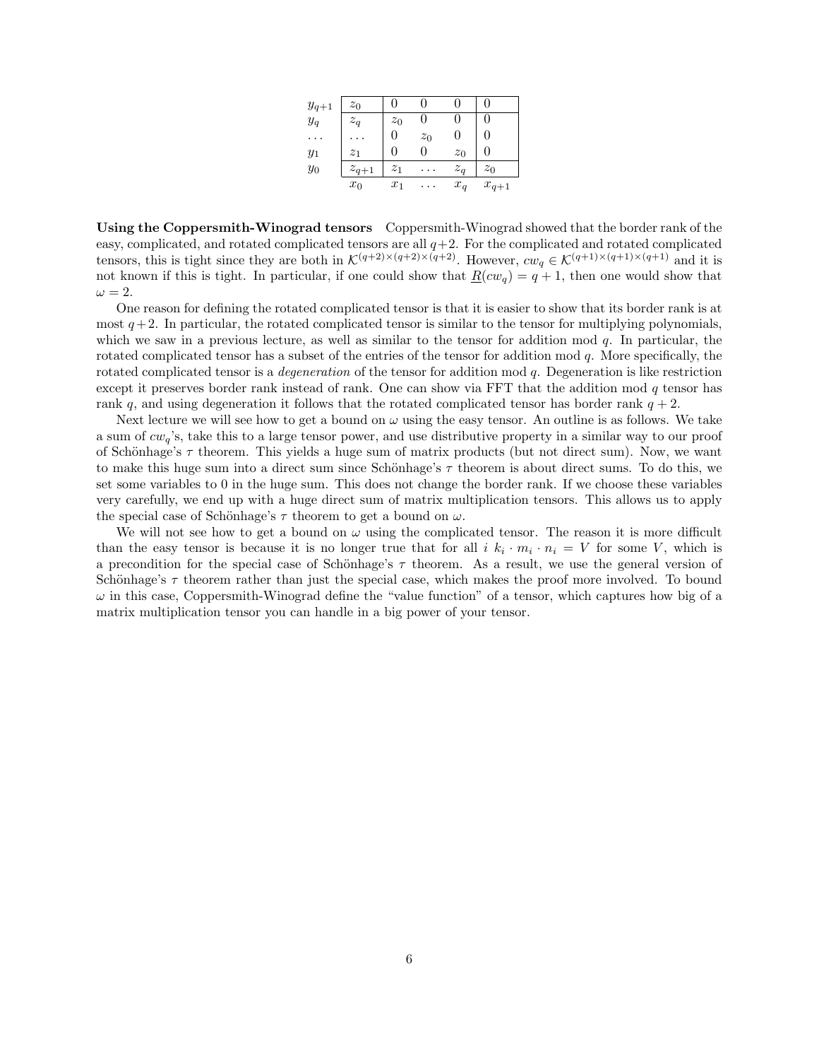| | | | | | |
|---|---|---|---|---|---|
| $y_{q+1}$ | $z_0$ | 0 | 0 | 0 | 0 |
| $y_q$ | $z_q$ | $z_0$ | 0 | 0 | 0 |
| $\dots$ | $\dots$ | 0 | $z_0$ | 0 | 0 |
| $y_1$ | $z_1$ | 0 | 0 | $z_0$ | 0 |
| $y_0$ | $z_{q+1}$ | $z_1$ | $\dots$ | $z_q$ | $z_0$ |
| | $x_0$ | $x_1$ | $\dots$ | $x_q$ | $x_{q+1}$ |

**Using the Coppersmith-Winograd tensors** Coppersmith-Winograd showed that the border rank of the easy, complicated, and rotated complicated tensors are all $q+2$. For the complicated and rotated complicated tensors, this is tight since they are both in $\mathcal{K}^{(q+2)\times(q+2)\times(q+2)}$. However, $cw_q \in \mathcal{K}^{(q+1)\times(q+1)\times(q+1)}$ and it is not known if this is tight. In particular, if one could show that $\underline{R}(cw_q) = q+1$, then one would show that $\omega = 2$.

One reason for defining the rotated complicated tensor is that it is easier to show that its border rank is at most $q+2$. In particular, the rotated complicated tensor is similar to the tensor for multiplying polynomials, which we saw in a previous lecture, as well as similar to the tensor for addition mod $q$. In particular, the rotated complicated tensor has a subset of the entries of the tensor for addition mod $q$. More specifically, the rotated complicated tensor is a *degeneration* of the tensor for addition mod $q$. Degeneration is like restriction except it preserves border rank instead of rank. One can show via FFT that the addition mod $q$ tensor has rank $q$, and using degeneration it follows that the rotated complicated tensor has border rank $q+2$.

Next lecture we will see how to get a bound on $\omega$ using the easy tensor. An outline is as follows. We take a sum of $cw_q$'s, take this to a large tensor power, and use distributive property in a similar way to our proof of Schönhage's $\tau$ theorem. This yields a huge sum of matrix products (but not direct sum). Now, we want to make this huge sum into a direct sum since Schönhage's $\tau$ theorem is about direct sums. To do this, we set some variables to 0 in the huge sum. This does not change the border rank. If we choose these variables very carefully, we end up with a huge direct sum of matrix multiplication tensors. This allows us to apply the special case of Schönhage's $\tau$ theorem to get a bound on $\omega$.

We will not see how to get a bound on $\omega$ using the complicated tensor. The reason it is more difficult than the easy tensor is because it is no longer true that for all $i$ $k_i \cdot m_i \cdot n_i = V$ for some $V$, which is a precondition for the special case of Schönhage's $\tau$ theorem. As a result, we use the general version of Schönhage's $\tau$ theorem rather than just the special case, which makes the proof more involved. To bound $\omega$ in this case, Coppersmith-Winograd define the "value function" of a tensor, which captures how big of a matrix multiplication tensor you can handle in a big power of your tensor.